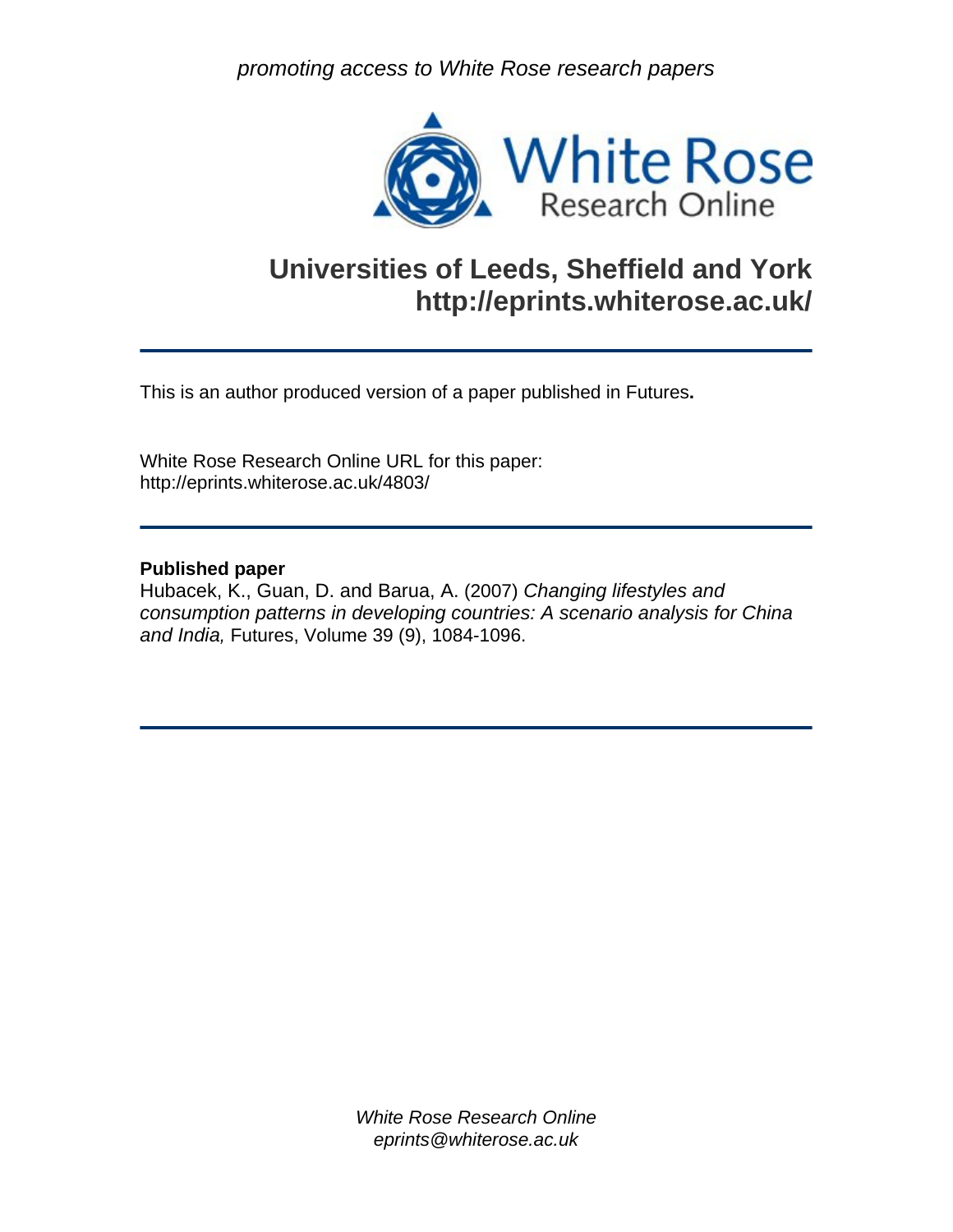*promoting access to White Rose research papers*

White Rose Research Online

## Universities of Leeds, Sheffield and York
## http://eprints.whiterose.ac.uk/

---

This is an author produced version of a paper published in Futures**.**

White Rose Research Online URL for this paper:
http://eprints.whiterose.ac.uk/4803/

---

**Published paper**
Hubacek, K., Guan, D. and Barua, A. (2007) *Changing lifestyles and consumption patterns in developing countries: A scenario analysis for China and India,* Futures, Volume 39 (9), 1084-1096.

---

*White Rose Research Online*
*eprints@whiterose.ac.uk*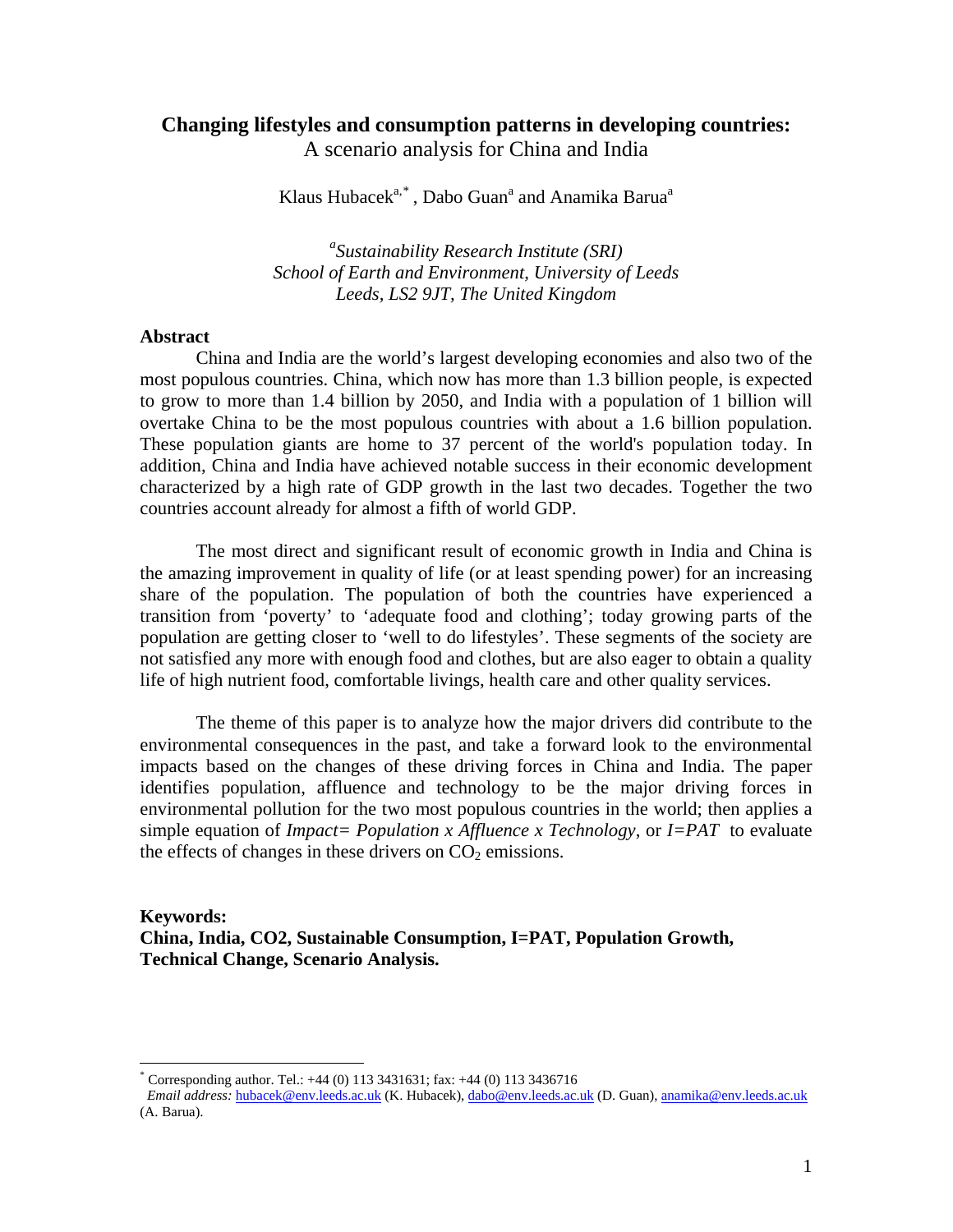# Changing lifestyles and consumption patterns in developing countries:

A scenario analysis for China and India

Klaus Hubacek[a,*], Dabo Guan[a] and Anamika Barua[a]

*[a]Sustainability Research Institute (SRI)*
*School of Earth and Environment, University of Leeds*
*Leeds, LS2 9JT, The United Kingdom*

## Abstract

China and India are the world's largest developing economies and also two of the most populous countries. China, which now has more than 1.3 billion people, is expected to grow to more than 1.4 billion by 2050, and India with a population of 1 billion will overtake China to be the most populous countries with about a 1.6 billion population. These population giants are home to 37 percent of the world's population today. In addition, China and India have achieved notable success in their economic development characterized by a high rate of GDP growth in the last two decades. Together the two countries account already for almost a fifth of world GDP.

The most direct and significant result of economic growth in India and China is the amazing improvement in quality of life (or at least spending power) for an increasing share of the population. The population of both the countries have experienced a transition from 'poverty' to 'adequate food and clothing'; today growing parts of the population are getting closer to 'well to do lifestyles'. These segments of the society are not satisfied any more with enough food and clothes, but are also eager to obtain a quality life of high nutrient food, comfortable livings, health care and other quality services.

The theme of this paper is to analyze how the major drivers did contribute to the environmental consequences in the past, and take a forward look to the environmental impacts based on the changes of these driving forces in China and India. The paper identifies population, affluence and technology to be the major driving forces in environmental pollution for the two most populous countries in the world; then applies a simple equation of *Impact= Population x Affluence x Technology*, or *I=PAT* to evaluate the effects of changes in these drivers on $CO_2$ emissions.

**Keywords:**
**China, India, CO2, Sustainable Consumption, I=PAT, Population Growth, Technical Change, Scenario Analysis.**

---

[*] Corresponding author. Tel.: +44 (0) 113 3431631; fax: +44 (0) 113 3436716
*Email address:* hubacek@env.leeds.ac.uk (K. Hubacek), dabo@env.leeds.ac.uk (D. Guan), anamika@env.leeds.ac.uk (A. Barua).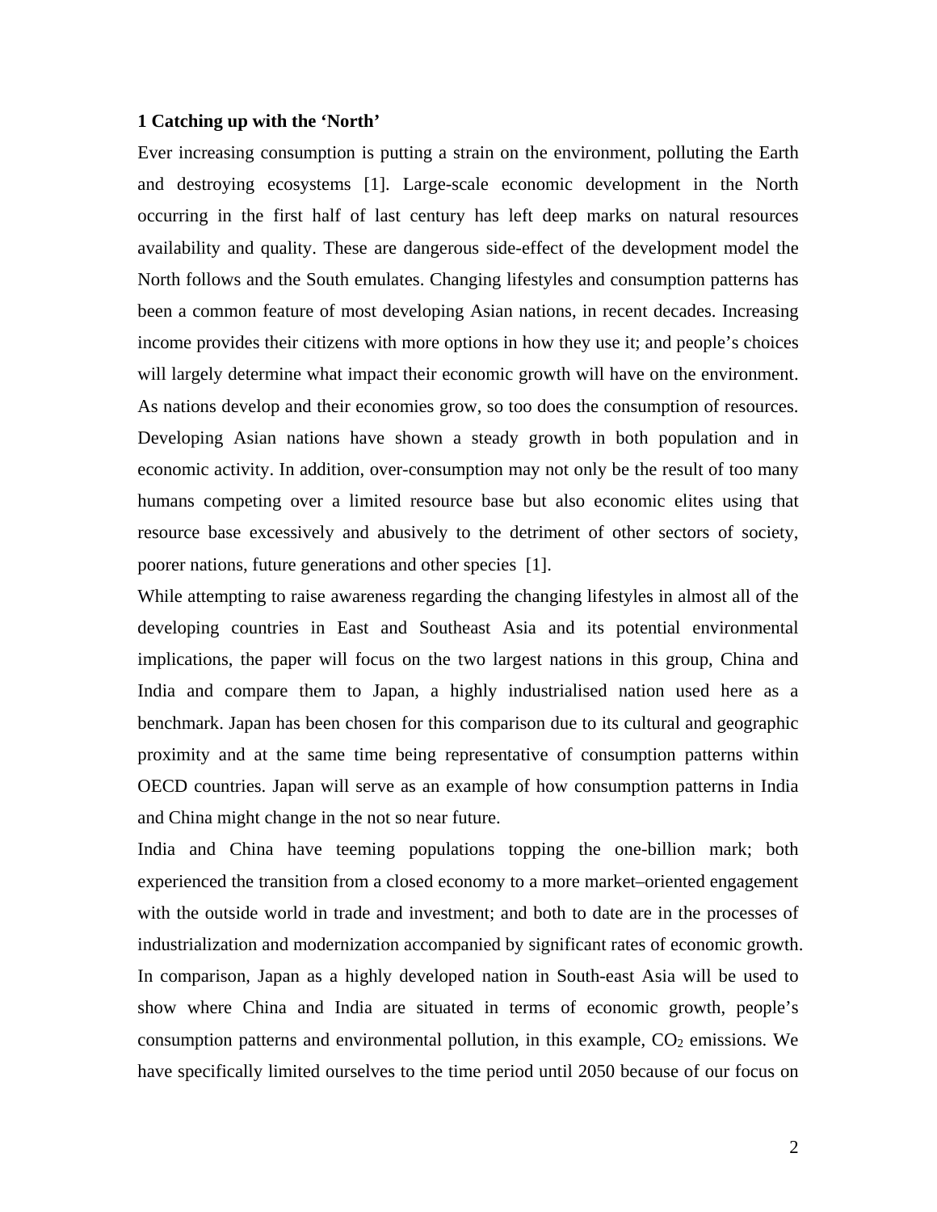## 1 Catching up with the 'North'

Ever increasing consumption is putting a strain on the environment, polluting the Earth and destroying ecosystems [1]. Large-scale economic development in the North occurring in the first half of last century has left deep marks on natural resources availability and quality. These are dangerous side-effect of the development model the North follows and the South emulates. Changing lifestyles and consumption patterns has been a common feature of most developing Asian nations, in recent decades. Increasing income provides their citizens with more options in how they use it; and people's choices will largely determine what impact their economic growth will have on the environment. As nations develop and their economies grow, so too does the consumption of resources. Developing Asian nations have shown a steady growth in both population and in economic activity. In addition, over-consumption may not only be the result of too many humans competing over a limited resource base but also economic elites using that resource base excessively and abusively to the detriment of other sectors of society, poorer nations, future generations and other species [1].

While attempting to raise awareness regarding the changing lifestyles in almost all of the developing countries in East and Southeast Asia and its potential environmental implications, the paper will focus on the two largest nations in this group, China and India and compare them to Japan, a highly industrialised nation used here as a benchmark. Japan has been chosen for this comparison due to its cultural and geographic proximity and at the same time being representative of consumption patterns within OECD countries. Japan will serve as an example of how consumption patterns in India and China might change in the not so near future.

India and China have teeming populations topping the one-billion mark; both experienced the transition from a closed economy to a more market–oriented engagement with the outside world in trade and investment; and both to date are in the processes of industrialization and modernization accompanied by significant rates of economic growth. In comparison, Japan as a highly developed nation in South-east Asia will be used to show where China and India are situated in terms of economic growth, people's consumption patterns and environmental pollution, in this example, $CO_2$ emissions. We have specifically limited ourselves to the time period until 2050 because of our focus on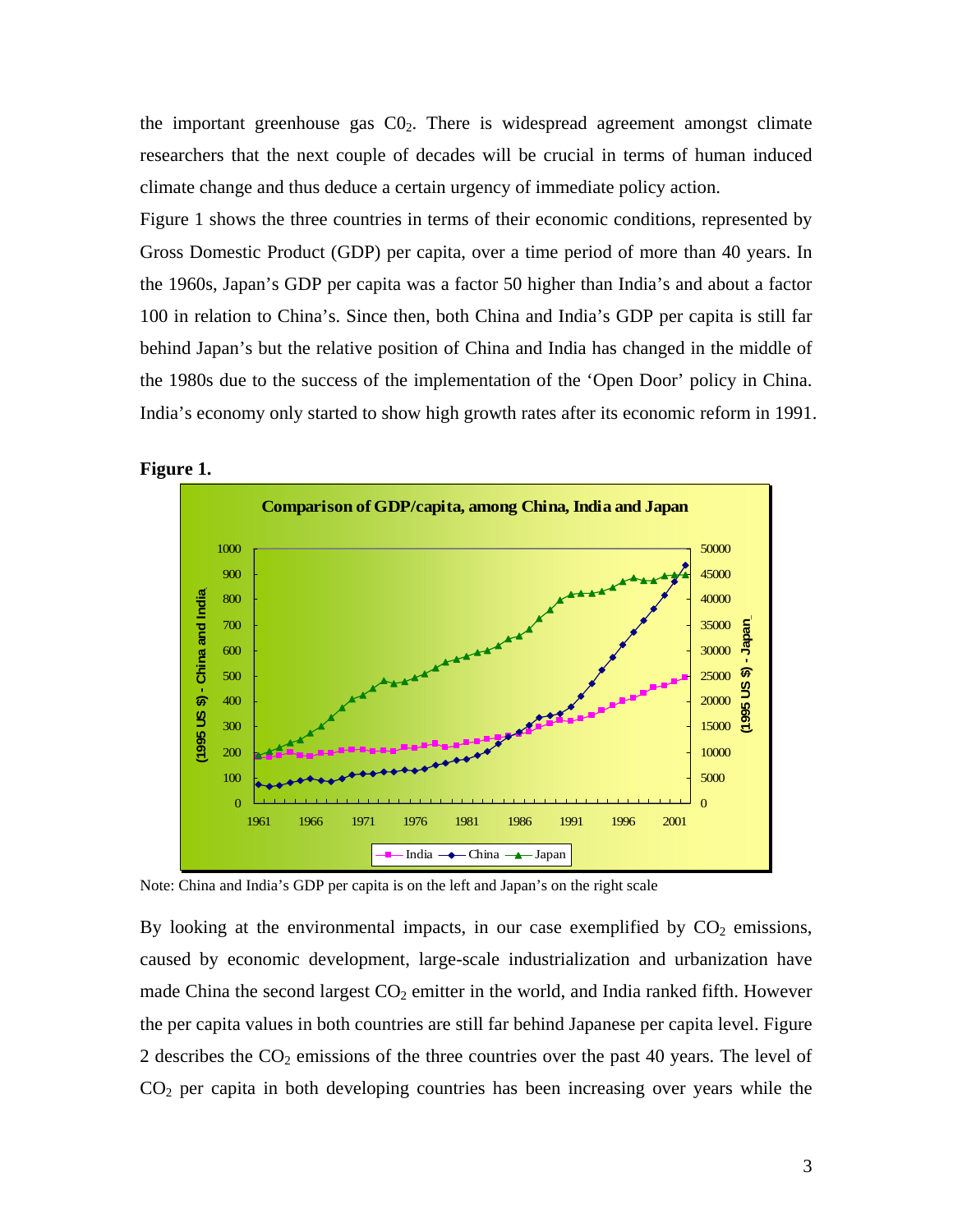the important greenhouse gas $C0_2$. There is widespread agreement amongst climate researchers that the next couple of decades will be crucial in terms of human induced climate change and thus deduce a certain urgency of immediate policy action.

Figure 1 shows the three countries in terms of their economic conditions, represented by Gross Domestic Product (GDP) per capita, over a time period of more than 40 years. In the 1960s, Japan's GDP per capita was a factor 50 higher than India's and about a factor 100 in relation to China's. Since then, both China and India's GDP per capita is still far behind Japan's but the relative position of China and India has changed in the middle of the 1980s due to the success of the implementation of the 'Open Door' policy in China. India's economy only started to show high growth rates after its economic reform in 1991.

**Figure 1.**

Note: China and India's GDP per capita is on the left and Japan's on the right scale

By looking at the environmental impacts, in our case exemplified by $CO_2$ emissions, caused by economic development, large-scale industrialization and urbanization have made China the second largest $CO_2$ emitter in the world, and India ranked fifth. However the per capita values in both countries are still far behind Japanese per capita level. Figure 2 describes the $CO_2$ emissions of the three countries over the past 40 years. The level of $CO_2$ per capita in both developing countries has been increasing over years while the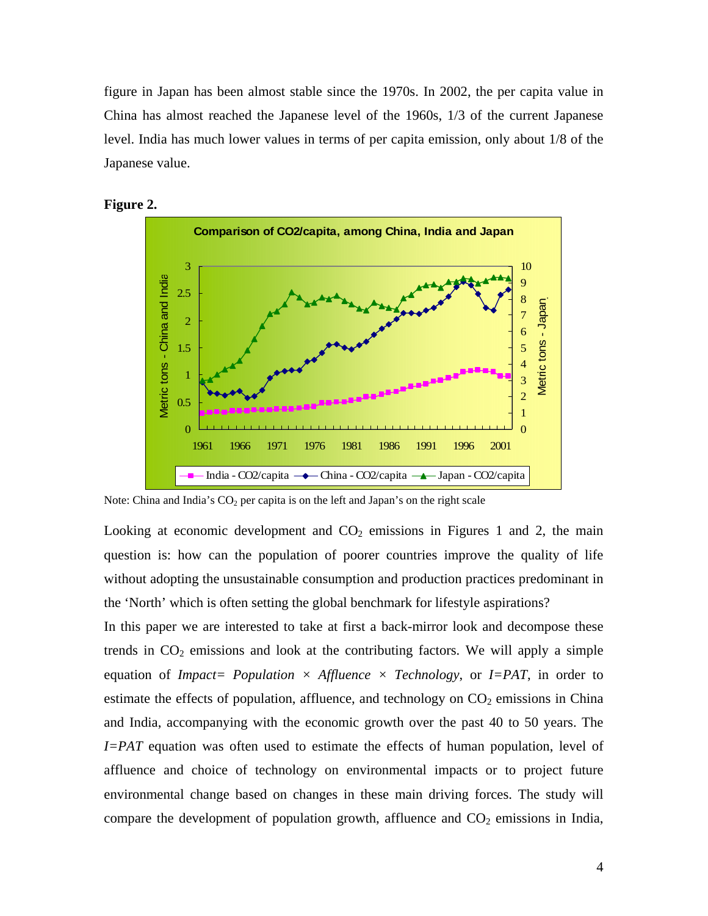figure in Japan has been almost stable since the 1970s. In 2002, the per capita value in China has almost reached the Japanese level of the 1960s, 1/3 of the current Japanese level. India has much lower values in terms of per capita emission, only about 1/8 of the Japanese value.

**Figure 2.**

Note: China and India's $CO_2$ per capita is on the left and Japan's on the right scale

Looking at economic development and $CO_2$ emissions in Figures 1 and 2, the main question is: how can the population of poorer countries improve the quality of life without adopting the unsustainable consumption and production practices predominant in the 'North' which is often setting the global benchmark for lifestyle aspirations?

In this paper we are interested to take at first a back-mirror look and decompose these trends in $CO_2$ emissions and look at the contributing factors. We will apply a simple equation of *Impact= Population × Affluence × Technology*, or *I=PAT*, in order to estimate the effects of population, affluence, and technology on $CO_2$ emissions in China and India, accompanying with the economic growth over the past 40 to 50 years. The *I=PAT* equation was often used to estimate the effects of human population, level of affluence and choice of technology on environmental impacts or to project future environmental change based on changes in these main driving forces. The study will compare the development of population growth, affluence and $CO_2$ emissions in India,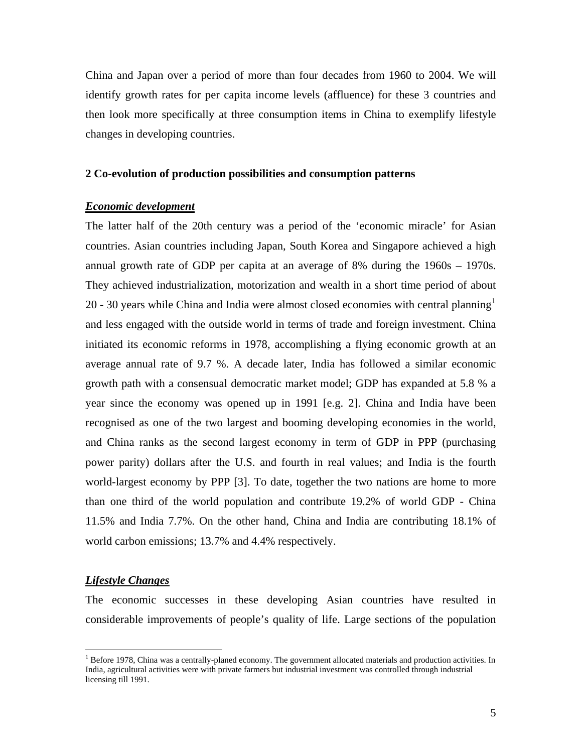China and Japan over a period of more than four decades from 1960 to 2004. We will identify growth rates for per capita income levels (affluence) for these 3 countries and then look more specifically at three consumption items in China to exemplify lifestyle changes in developing countries.

## 2 Co-evolution of production possibilities and consumption patterns

### ***Economic development***

The latter half of the 20th century was a period of the 'economic miracle' for Asian countries. Asian countries including Japan, South Korea and Singapore achieved a high annual growth rate of GDP per capita at an average of 8% during the 1960s – 1970s. They achieved industrialization, motorization and wealth in a short time period of about 20 - 30 years while China and India were almost closed economies with central planning[1] and less engaged with the outside world in terms of trade and foreign investment. China initiated its economic reforms in 1978, accomplishing a flying economic growth at an average annual rate of 9.7 %. A decade later, India has followed a similar economic growth path with a consensual democratic market model; GDP has expanded at 5.8 % a year since the economy was opened up in 1991 [e.g. 2]. China and India have been recognised as one of the two largest and booming developing economies in the world, and China ranks as the second largest economy in term of GDP in PPP (purchasing power parity) dollars after the U.S. and fourth in real values; and India is the fourth world-largest economy by PPP [3]. To date, together the two nations are home to more than one third of the world population and contribute 19.2% of world GDP - China 11.5% and India 7.7%. On the other hand, China and India are contributing 18.1% of world carbon emissions; 13.7% and 4.4% respectively.

### ***Lifestyle Changes***

The economic successes in these developing Asian countries have resulted in considerable improvements of people's quality of life. Large sections of the population

[1] Before 1978, China was a centrally-planed economy. The government allocated materials and production activities. In India, agricultural activities were with private farmers but industrial investment was controlled through industrial licensing till 1991.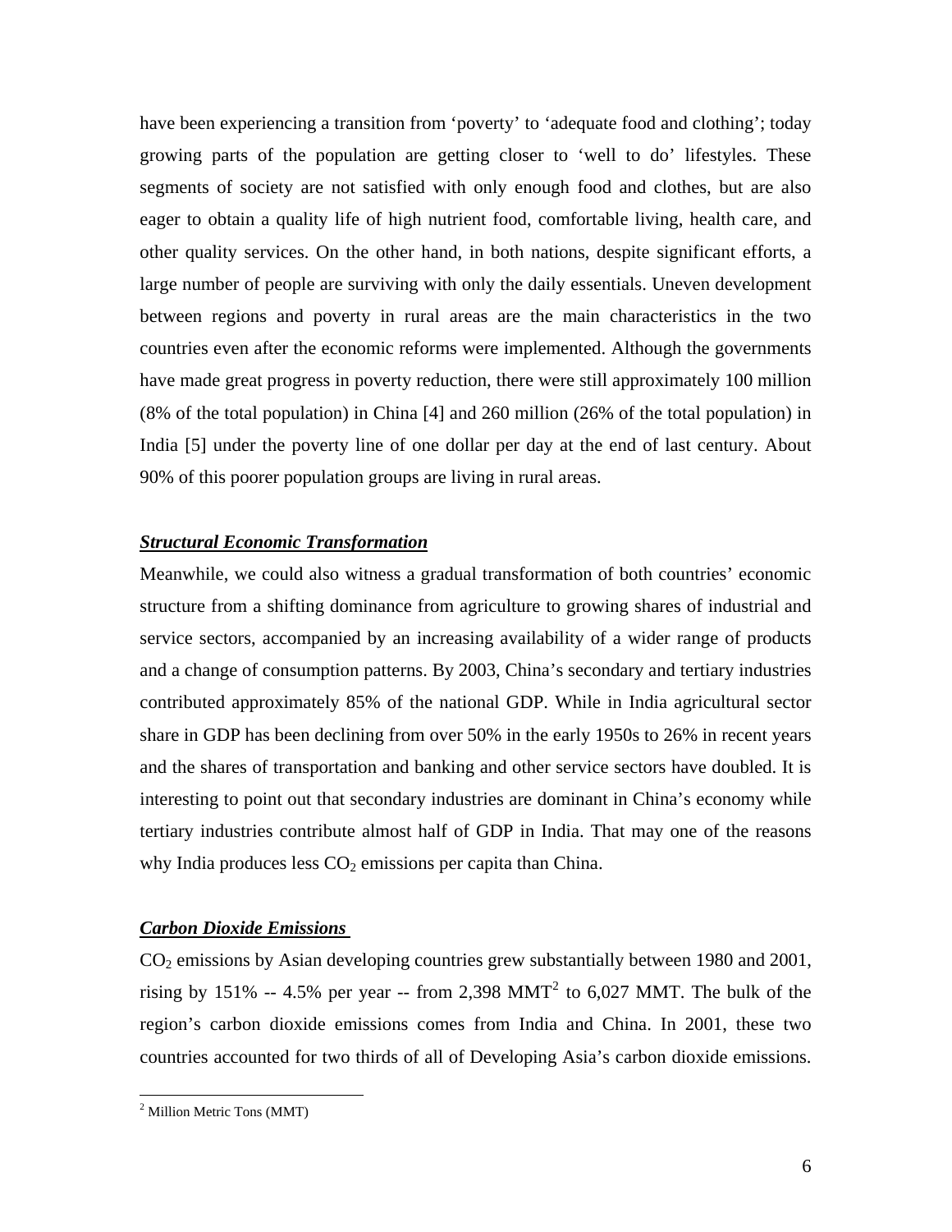have been experiencing a transition from 'poverty' to 'adequate food and clothing'; today growing parts of the population are getting closer to 'well to do' lifestyles. These segments of society are not satisfied with only enough food and clothes, but are also eager to obtain a quality life of high nutrient food, comfortable living, health care, and other quality services. On the other hand, in both nations, despite significant efforts, a large number of people are surviving with only the daily essentials. Uneven development between regions and poverty in rural areas are the main characteristics in the two countries even after the economic reforms were implemented. Although the governments have made great progress in poverty reduction, there were still approximately 100 million (8% of the total population) in China [4] and 260 million (26% of the total population) in India [5] under the poverty line of one dollar per day at the end of last century. About 90% of this poorer population groups are living in rural areas.

***Structural Economic Transformation***

Meanwhile, we could also witness a gradual transformation of both countries' economic structure from a shifting dominance from agriculture to growing shares of industrial and service sectors, accompanied by an increasing availability of a wider range of products and a change of consumption patterns. By 2003, China's secondary and tertiary industries contributed approximately 85% of the national GDP. While in India agricultural sector share in GDP has been declining from over 50% in the early 1950s to 26% in recent years and the shares of transportation and banking and other service sectors have doubled. It is interesting to point out that secondary industries are dominant in China's economy while tertiary industries contribute almost half of GDP in India. That may one of the reasons why India produces less $CO_2$ emissions per capita than China.

***Carbon Dioxide Emissions***

$CO_2$ emissions by Asian developing countries grew substantially between 1980 and 2001, rising by 151% -- 4.5% per year -- from 2,398 MMT[2] to 6,027 MMT. The bulk of the region's carbon dioxide emissions comes from India and China. In 2001, these two countries accounted for two thirds of all of Developing Asia's carbon dioxide emissions.

[2] Million Metric Tons (MMT)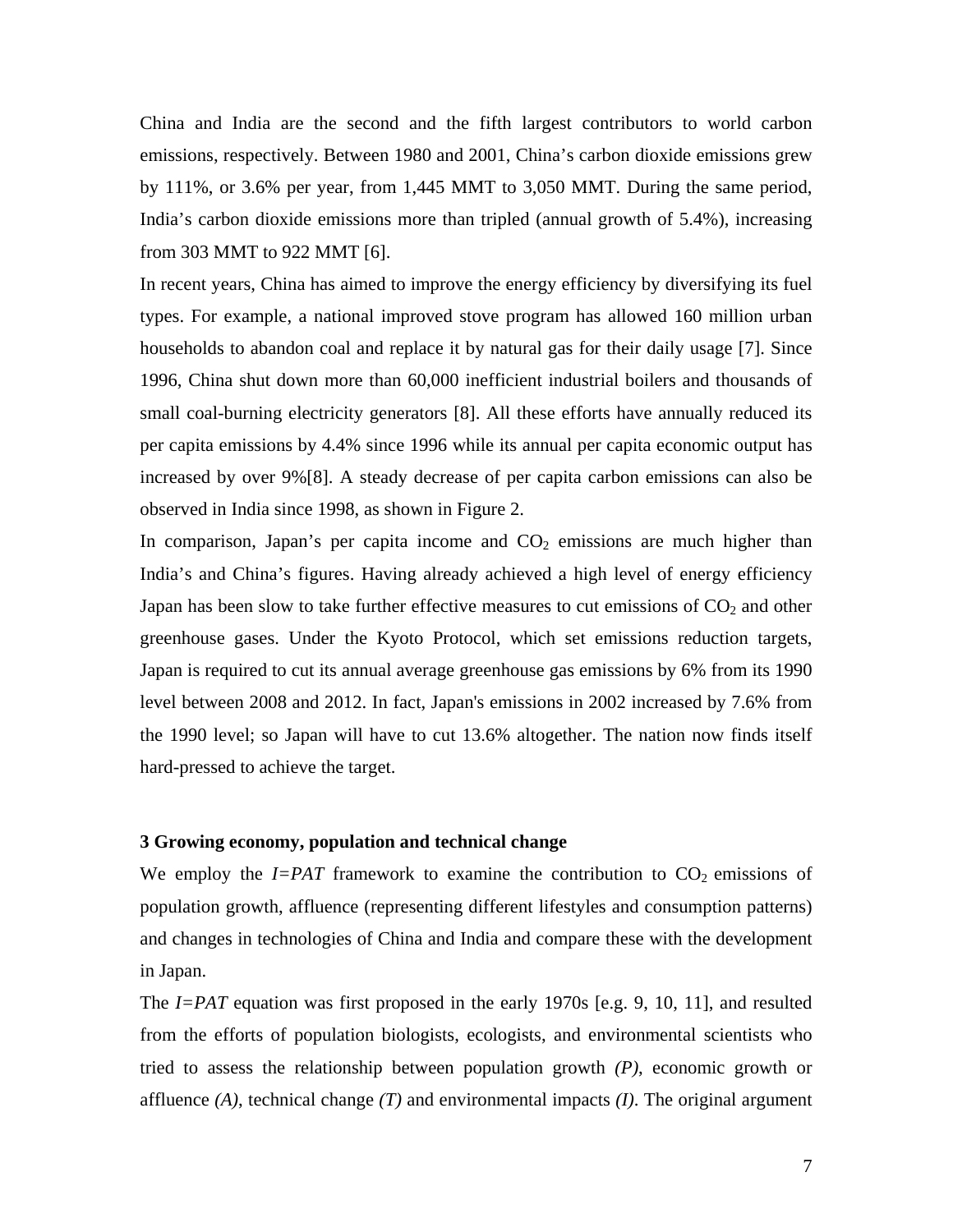China and India are the second and the fifth largest contributors to world carbon emissions, respectively. Between 1980 and 2001, China's carbon dioxide emissions grew by 111%, or 3.6% per year, from 1,445 MMT to 3,050 MMT. During the same period, India's carbon dioxide emissions more than tripled (annual growth of 5.4%), increasing from 303 MMT to 922 MMT [6].

In recent years, China has aimed to improve the energy efficiency by diversifying its fuel types. For example, a national improved stove program has allowed 160 million urban households to abandon coal and replace it by natural gas for their daily usage [7]. Since 1996, China shut down more than 60,000 inefficient industrial boilers and thousands of small coal-burning electricity generators [8]. All these efforts have annually reduced its per capita emissions by 4.4% since 1996 while its annual per capita economic output has increased by over 9%[8]. A steady decrease of per capita carbon emissions can also be observed in India since 1998, as shown in Figure 2.

In comparison, Japan's per capita income and $CO_2$ emissions are much higher than India's and China's figures. Having already achieved a high level of energy efficiency Japan has been slow to take further effective measures to cut emissions of $CO_2$ and other greenhouse gases. Under the Kyoto Protocol, which set emissions reduction targets, Japan is required to cut its annual average greenhouse gas emissions by 6% from its 1990 level between 2008 and 2012. In fact, Japan's emissions in 2002 increased by 7.6% from the 1990 level; so Japan will have to cut 13.6% altogether. The nation now finds itself hard-pressed to achieve the target.

## 3 Growing economy, population and technical change

We employ the *I=PAT* framework to examine the contribution to $CO_2$ emissions of population growth, affluence (representing different lifestyles and consumption patterns) and changes in technologies of China and India and compare these with the development in Japan.

The *I=PAT* equation was first proposed in the early 1970s [e.g. 9, 10, 11], and resulted from the efforts of population biologists, ecologists, and environmental scientists who tried to assess the relationship between population growth *(P)*, economic growth or affluence *(A)*, technical change *(T)* and environmental impacts *(I)*. The original argument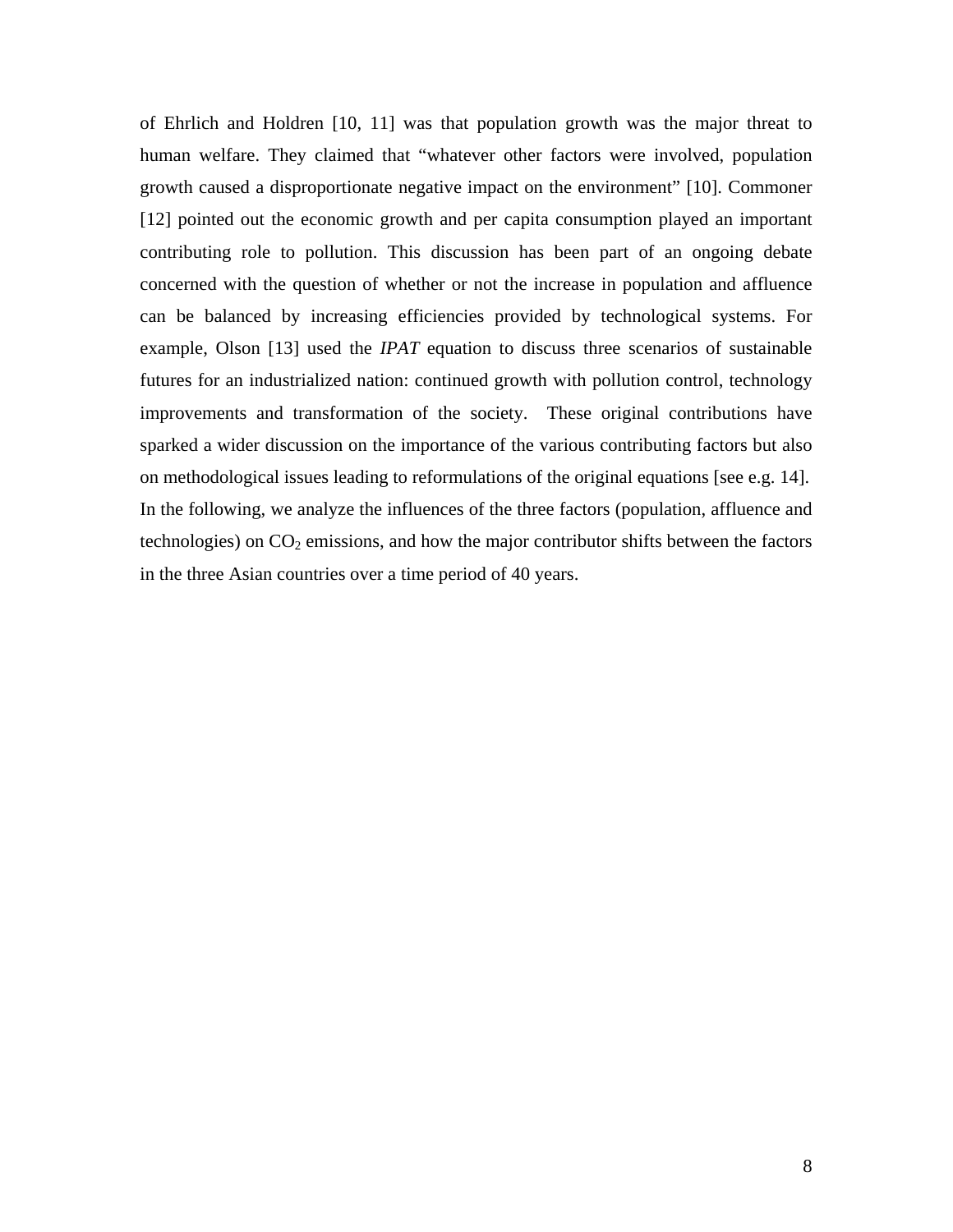of Ehrlich and Holdren [10, 11] was that population growth was the major threat to human welfare. They claimed that "whatever other factors were involved, population growth caused a disproportionate negative impact on the environment" [10]. Commoner [12] pointed out the economic growth and per capita consumption played an important contributing role to pollution. This discussion has been part of an ongoing debate concerned with the question of whether or not the increase in population and affluence can be balanced by increasing efficiencies provided by technological systems. For example, Olson [13] used the *IPAT* equation to discuss three scenarios of sustainable futures for an industrialized nation: continued growth with pollution control, technology improvements and transformation of the society. These original contributions have sparked a wider discussion on the importance of the various contributing factors but also on methodological issues leading to reformulations of the original equations [see e.g. 14]. In the following, we analyze the influences of the three factors (population, affluence and technologies) on $CO_2$ emissions, and how the major contributor shifts between the factors in the three Asian countries over a time period of 40 years.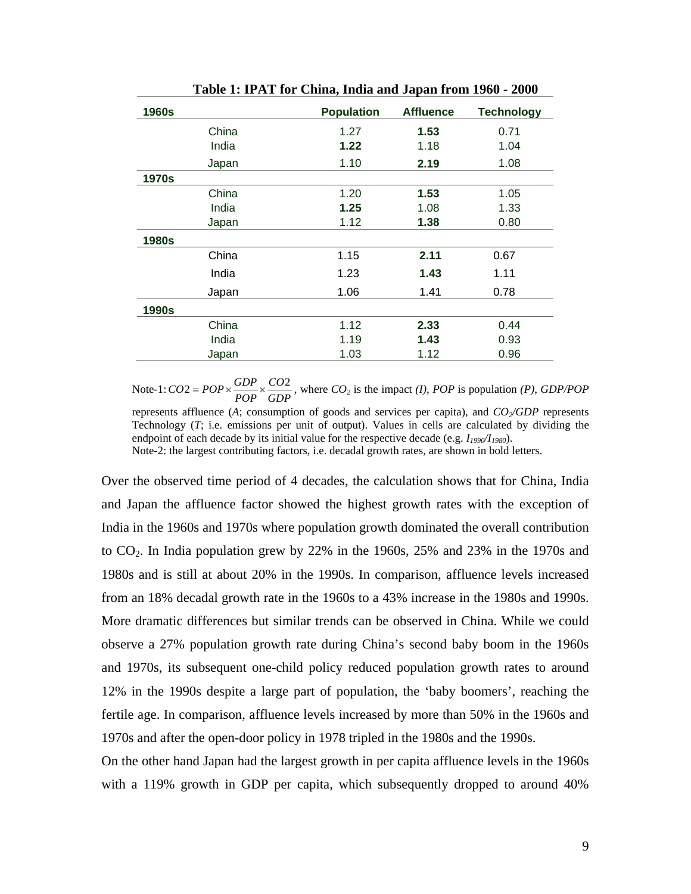**Table 1: IPAT for China, India and Japan from 1960 - 2000**

| | | Population | Affluence | Technology |
|---|---|---|---|---|
| **1960s** | | | | |
| | China | 1.27 | **1.53** | 0.71 |
| | India | **1.22** | 1.18 | 1.04 |
| | Japan | 1.10 | **2.19** | 1.08 |
| **1970s** | | | | |
| | China | 1.20 | **1.53** | 1.05 |
| | India | **1.25** | 1.08 | 1.33 |
| | Japan | 1.12 | **1.38** | 0.80 |
| **1980s** | | | | |
| | China | 1.15 | **2.11** | 0.67 |
| | India | 1.23 | **1.43** | 1.11 |
| | Japan | 1.06 | 1.41 | 0.78 |
| **1990s** | | | | |
| | China | 1.12 | **2.33** | 0.44 |
| | India | 1.19 | **1.43** | 0.93 |
| | Japan | 1.03 | 1.12 | 0.96 |

Note-1: $CO2 = POP \times \frac{GDP}{POP} \times \frac{CO2}{GDP}$, where $CO_2$ is the impact *(I)*, *POP* is population *(P)*, *GDP/POP* represents affluence (*A*; consumption of goods and services per capita), and $CO_2/GDP$ represents Technology (*T*; i.e. emissions per unit of output). Values in cells are calculated by dividing the endpoint of each decade by its initial value for the respective decade (e.g. $I_{1990}/I_{1980}$).
Note-2: the largest contributing factors, i.e. decadal growth rates, are shown in bold letters.

Over the observed time period of 4 decades, the calculation shows that for China, India and Japan the affluence factor showed the highest growth rates with the exception of India in the 1960s and 1970s where population growth dominated the overall contribution to $CO_2$. In India population grew by 22% in the 1960s, 25% and 23% in the 1970s and 1980s and is still at about 20% in the 1990s. In comparison, affluence levels increased from an 18% decadal growth rate in the 1960s to a 43% increase in the 1980s and 1990s. More dramatic differences but similar trends can be observed in China. While we could observe a 27% population growth rate during China's second baby boom in the 1960s and 1970s, its subsequent one-child policy reduced population growth rates to around 12% in the 1990s despite a large part of population, the 'baby boomers', reaching the fertile age. In comparison, affluence levels increased by more than 50% in the 1960s and 1970s and after the open-door policy in 1978 tripled in the 1980s and the 1990s.

On the other hand Japan had the largest growth in per capita affluence levels in the 1960s with a 119% growth in GDP per capita, which subsequently dropped to around 40%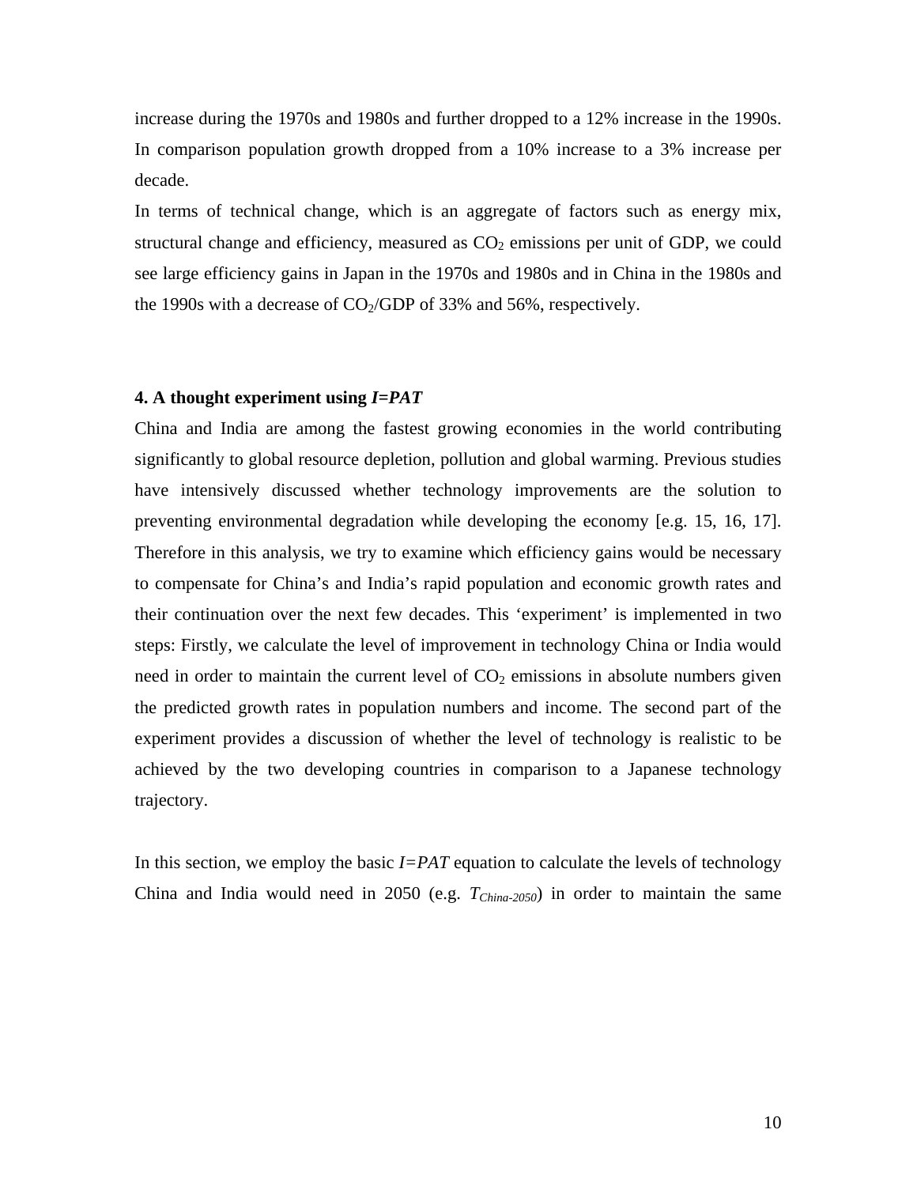increase during the 1970s and 1980s and further dropped to a 12% increase in the 1990s. In comparison population growth dropped from a 10% increase to a 3% increase per decade.

In terms of technical change, which is an aggregate of factors such as energy mix, structural change and efficiency, measured as $CO_2$ emissions per unit of GDP, we could see large efficiency gains in Japan in the 1970s and 1980s and in China in the 1980s and the 1990s with a decrease of $CO_2$/GDP of 33% and 56%, respectively.

## 4. A thought experiment using *I=PAT*

China and India are among the fastest growing economies in the world contributing significantly to global resource depletion, pollution and global warming. Previous studies have intensively discussed whether technology improvements are the solution to preventing environmental degradation while developing the economy [e.g. 15, 16, 17]. Therefore in this analysis, we try to examine which efficiency gains would be necessary to compensate for China's and India's rapid population and economic growth rates and their continuation over the next few decades. This 'experiment' is implemented in two steps: Firstly, we calculate the level of improvement in technology China or India would need in order to maintain the current level of $CO_2$ emissions in absolute numbers given the predicted growth rates in population numbers and income. The second part of the experiment provides a discussion of whether the level of technology is realistic to be achieved by the two developing countries in comparison to a Japanese technology trajectory.

In this section, we employ the basic *I=PAT* equation to calculate the levels of technology China and India would need in 2050 (e.g. $T_{China\text{-}2050}$) in order to maintain the same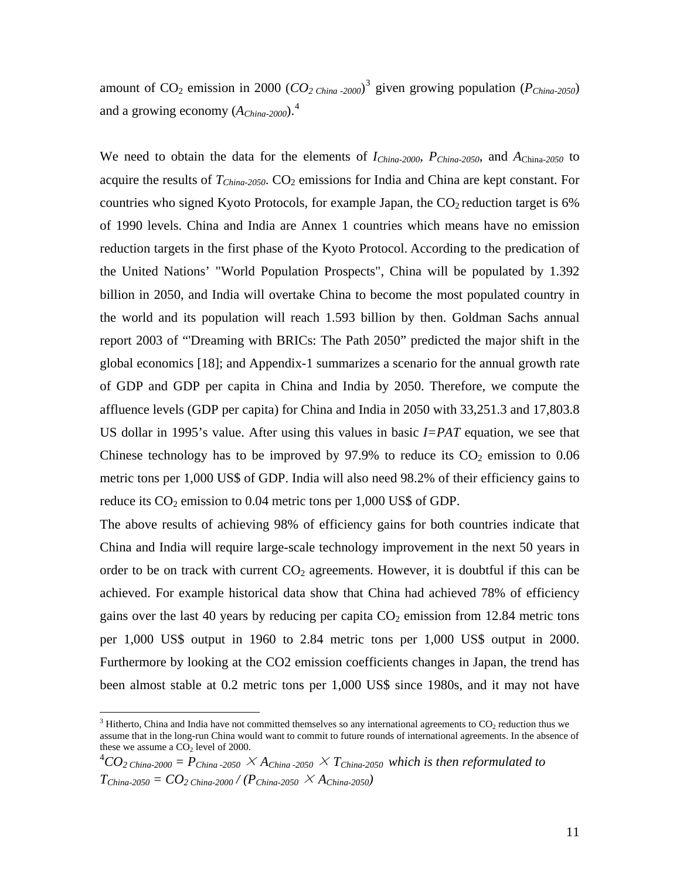amount of $CO_2$ emission in 2000 ($CO_{2\ China\text{-}2000}$)[3] given growing population ($P_{China\text{-}2050}$) and a growing economy ($A_{China\text{-}2000}$).[4]

We need to obtain the data for the elements of $I_{China\text{-}2000}$, $P_{China\text{-}2050}$, and $A_{China\text{-}2050}$ to acquire the results of $T_{China\text{-}2050}$. $CO_2$ emissions for India and China are kept constant. For countries who signed Kyoto Protocols, for example Japan, the $CO_2$ reduction target is 6% of 1990 levels. China and India are Annex 1 countries which means have no emission reduction targets in the first phase of the Kyoto Protocol. According to the predication of the United Nations' "World Population Prospects", China will be populated by 1.392 billion in 2050, and India will overtake China to become the most populated country in the world and its population will reach 1.593 billion by then. Goldman Sachs annual report 2003 of "'Dreaming with BRICs: The Path 2050" predicted the major shift in the global economics [18]; and Appendix-1 summarizes a scenario for the annual growth rate of GDP and GDP per capita in China and India by 2050. Therefore, we compute the affluence levels (GDP per capita) for China and India in 2050 with 33,251.3 and 17,803.8 US dollar in 1995's value. After using this values in basic $I=PAT$ equation, we see that Chinese technology has to be improved by 97.9% to reduce its $CO_2$ emission to 0.06 metric tons per 1,000 US$ of GDP. India will also need 98.2% of their efficiency gains to reduce its $CO_2$ emission to 0.04 metric tons per 1,000 US$ of GDP.

The above results of achieving 98% of efficiency gains for both countries indicate that China and India will require large-scale technology improvement in the next 50 years in order to be on track with current $CO_2$ agreements. However, it is doubtful if this can be achieved. For example historical data show that China had achieved 78% of efficiency gains over the last 40 years by reducing per capita $CO_2$ emission from 12.84 metric tons per 1,000 US$ output in 1960 to 2.84 metric tons per 1,000 US$ output in 2000. Furthermore by looking at the CO2 emission coefficients changes in Japan, the trend has been almost stable at 0.2 metric tons per 1,000 US$ since 1980s, and it may not have

---

[3] Hitherto, China and India have not committed themselves so any international agreements to $CO_2$ reduction thus we assume that in the long-run China would want to commit to future rounds of international agreements. In the absence of these we assume a $CO_2$ level of 2000.

[4] $CO_{2\ China\text{-}2000} = P_{China\text{-}2050} \times A_{China\text{-}2050} \times T_{China\text{-}2050}$ *which is then reformulated to* $T_{China\text{-}2050} = CO_{2\ China\text{-}2000} / (P_{China\text{-}2050} \times A_{China\text{-}2050})$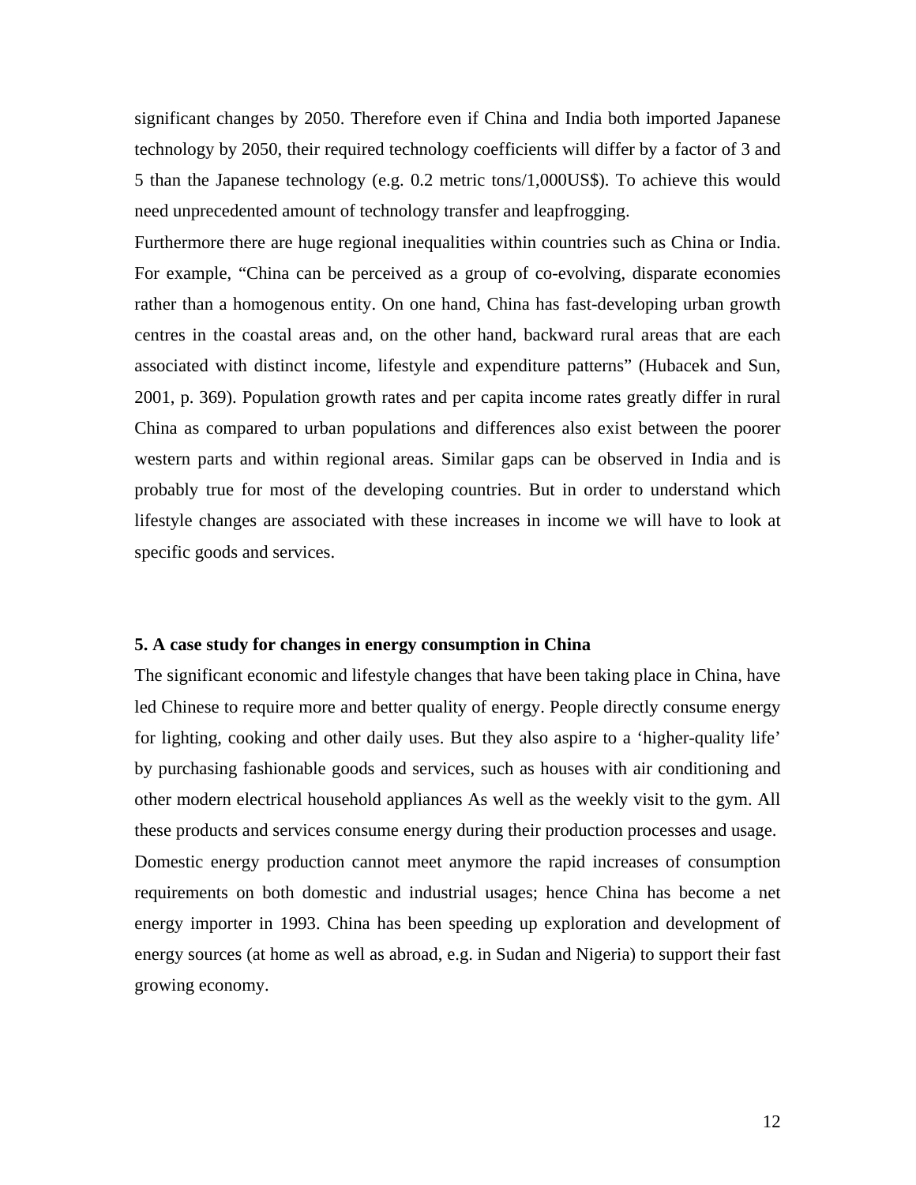significant changes by 2050. Therefore even if China and India both imported Japanese technology by 2050, their required technology coefficients will differ by a factor of 3 and 5 than the Japanese technology (e.g. 0.2 metric tons/1,000US$). To achieve this would need unprecedented amount of technology transfer and leapfrogging.

Furthermore there are huge regional inequalities within countries such as China or India. For example, "China can be perceived as a group of co-evolving, disparate economies rather than a homogenous entity. On one hand, China has fast-developing urban growth centres in the coastal areas and, on the other hand, backward rural areas that are each associated with distinct income, lifestyle and expenditure patterns" (Hubacek and Sun, 2001, p. 369). Population growth rates and per capita income rates greatly differ in rural China as compared to urban populations and differences also exist between the poorer western parts and within regional areas. Similar gaps can be observed in India and is probably true for most of the developing countries. But in order to understand which lifestyle changes are associated with these increases in income we will have to look at specific goods and services.

## 5. A case study for changes in energy consumption in China

The significant economic and lifestyle changes that have been taking place in China, have led Chinese to require more and better quality of energy. People directly consume energy for lighting, cooking and other daily uses. But they also aspire to a 'higher-quality life' by purchasing fashionable goods and services, such as houses with air conditioning and other modern electrical household appliances As well as the weekly visit to the gym. All these products and services consume energy during their production processes and usage.

Domestic energy production cannot meet anymore the rapid increases of consumption requirements on both domestic and industrial usages; hence China has become a net energy importer in 1993. China has been speeding up exploration and development of energy sources (at home as well as abroad, e.g. in Sudan and Nigeria) to support their fast growing economy.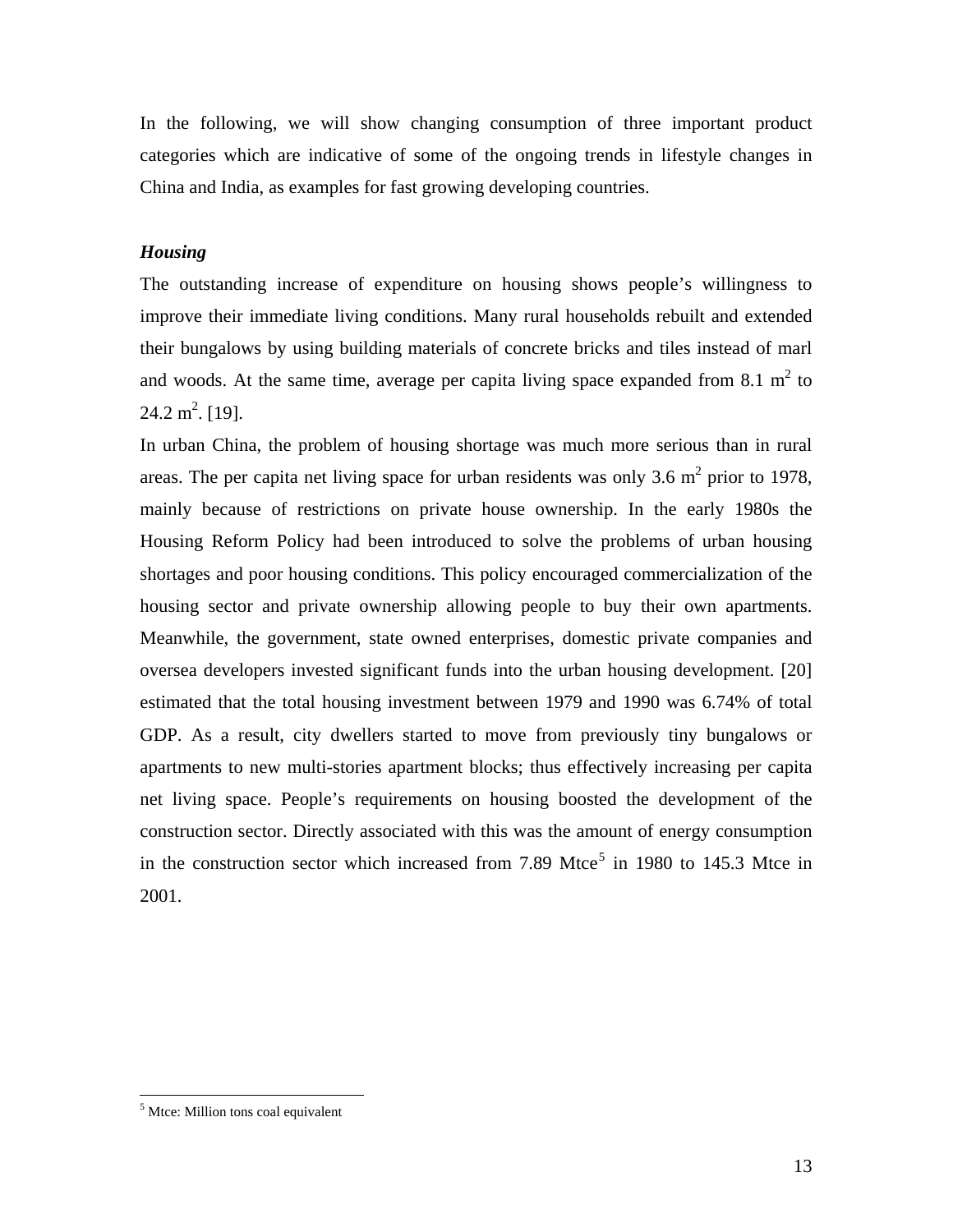In the following, we will show changing consumption of three important product categories which are indicative of some of the ongoing trends in lifestyle changes in China and India, as examples for fast growing developing countries.

### *Housing*

The outstanding increase of expenditure on housing shows people's willingness to improve their immediate living conditions. Many rural households rebuilt and extended their bungalows by using building materials of concrete bricks and tiles instead of marl and woods. At the same time, average per capita living space expanded from 8.1 $m^2$ to 24.2 $m^2$. [19].

In urban China, the problem of housing shortage was much more serious than in rural areas. The per capita net living space for urban residents was only 3.6 $m^2$ prior to 1978, mainly because of restrictions on private house ownership. In the early 1980s the Housing Reform Policy had been introduced to solve the problems of urban housing shortages and poor housing conditions. This policy encouraged commercialization of the housing sector and private ownership allowing people to buy their own apartments. Meanwhile, the government, state owned enterprises, domestic private companies and oversea developers invested significant funds into the urban housing development. [20] estimated that the total housing investment between 1979 and 1990 was 6.74% of total GDP. As a result, city dwellers started to move from previously tiny bungalows or apartments to new multi-stories apartment blocks; thus effectively increasing per capita net living space. People's requirements on housing boosted the development of the construction sector. Directly associated with this was the amount of energy consumption in the construction sector which increased from 7.89 Mtce[5] in 1980 to 145.3 Mtce in 2001.

[5] Mtce: Million tons coal equivalent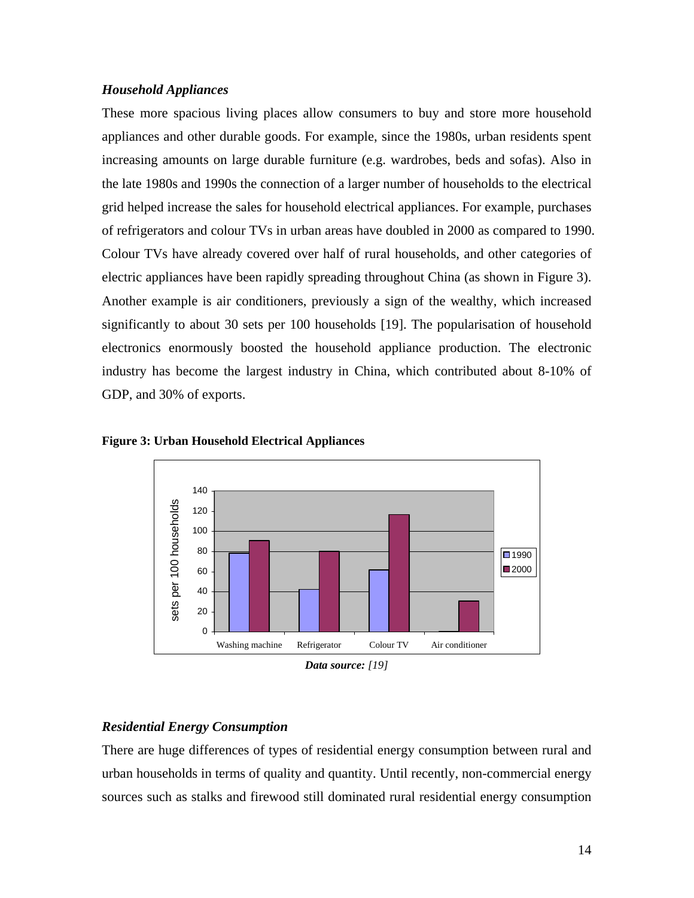### *Household Appliances*

These more spacious living places allow consumers to buy and store more household appliances and other durable goods. For example, since the 1980s, urban residents spent increasing amounts on large durable furniture (e.g. wardrobes, beds and sofas). Also in the late 1980s and 1990s the connection of a larger number of households to the electrical grid helped increase the sales for household electrical appliances. For example, purchases of refrigerators and colour TVs in urban areas have doubled in 2000 as compared to 1990. Colour TVs have already covered over half of rural households, and other categories of electric appliances have been rapidly spreading throughout China (as shown in Figure 3). Another example is air conditioners, previously a sign of the wealthy, which increased significantly to about 30 sets per 100 households [19]. The popularisation of household electronics enormously boosted the household appliance production. The electronic industry has become the largest industry in China, which contributed about 8-10% of GDP, and 30% of exports.

**Figure 3: Urban Household Electrical Appliances**

***Data source:*** *[19]*

### *Residential Energy Consumption*

There are huge differences of types of residential energy consumption between rural and urban households in terms of quality and quantity. Until recently, non-commercial energy sources such as stalks and firewood still dominated rural residential energy consumption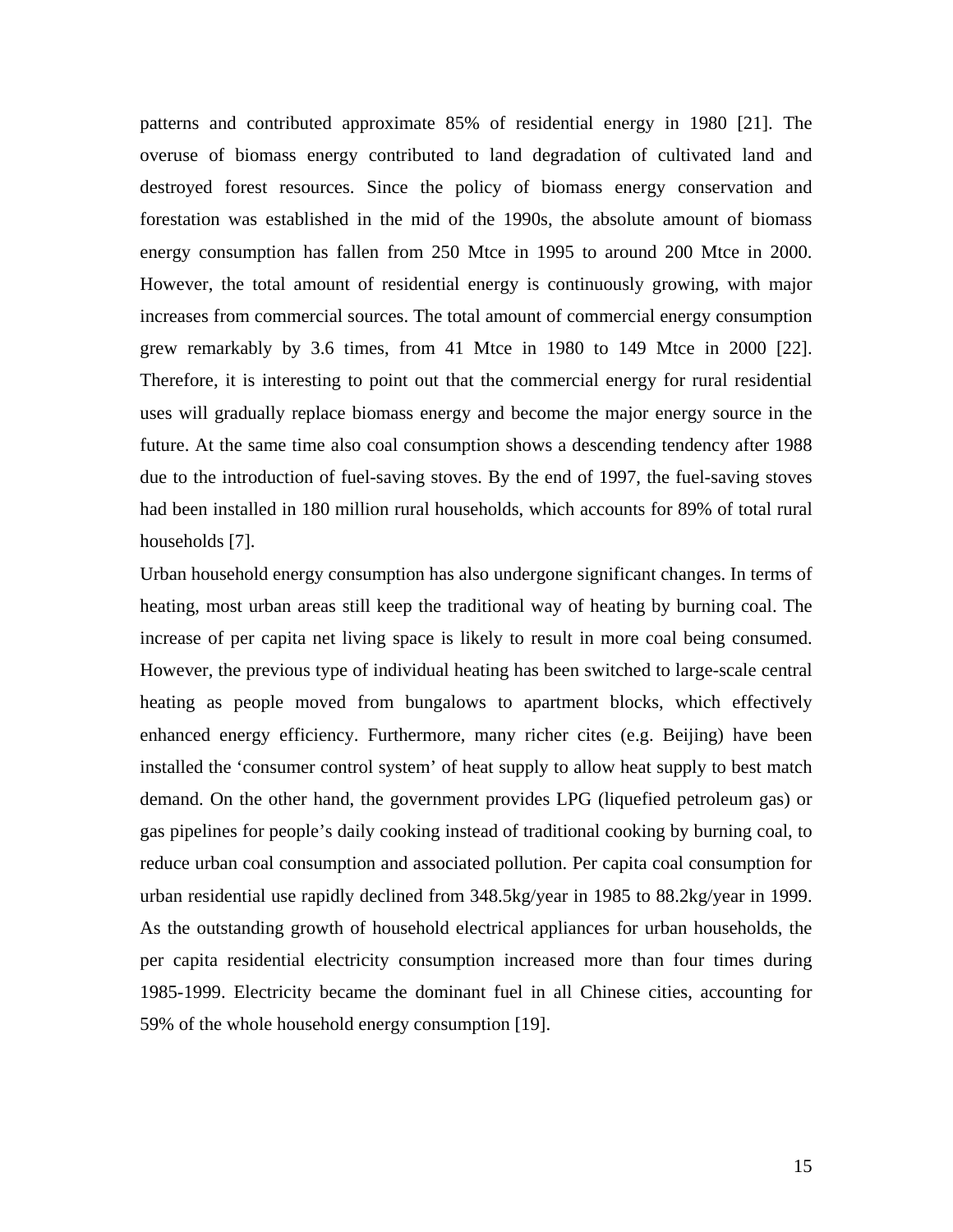patterns and contributed approximate 85% of residential energy in 1980 [21]. The overuse of biomass energy contributed to land degradation of cultivated land and destroyed forest resources. Since the policy of biomass energy conservation and forestation was established in the mid of the 1990s, the absolute amount of biomass energy consumption has fallen from 250 Mtce in 1995 to around 200 Mtce in 2000. However, the total amount of residential energy is continuously growing, with major increases from commercial sources. The total amount of commercial energy consumption grew remarkably by 3.6 times, from 41 Mtce in 1980 to 149 Mtce in 2000 [22]. Therefore, it is interesting to point out that the commercial energy for rural residential uses will gradually replace biomass energy and become the major energy source in the future. At the same time also coal consumption shows a descending tendency after 1988 due to the introduction of fuel-saving stoves. By the end of 1997, the fuel-saving stoves had been installed in 180 million rural households, which accounts for 89% of total rural households [7].

Urban household energy consumption has also undergone significant changes. In terms of heating, most urban areas still keep the traditional way of heating by burning coal. The increase of per capita net living space is likely to result in more coal being consumed. However, the previous type of individual heating has been switched to large-scale central heating as people moved from bungalows to apartment blocks, which effectively enhanced energy efficiency. Furthermore, many richer cites (e.g. Beijing) have been installed the 'consumer control system' of heat supply to allow heat supply to best match demand. On the other hand, the government provides LPG (liquefied petroleum gas) or gas pipelines for people's daily cooking instead of traditional cooking by burning coal, to reduce urban coal consumption and associated pollution. Per capita coal consumption for urban residential use rapidly declined from 348.5kg/year in 1985 to 88.2kg/year in 1999. As the outstanding growth of household electrical appliances for urban households, the per capita residential electricity consumption increased more than four times during 1985-1999. Electricity became the dominant fuel in all Chinese cities, accounting for 59% of the whole household energy consumption [19].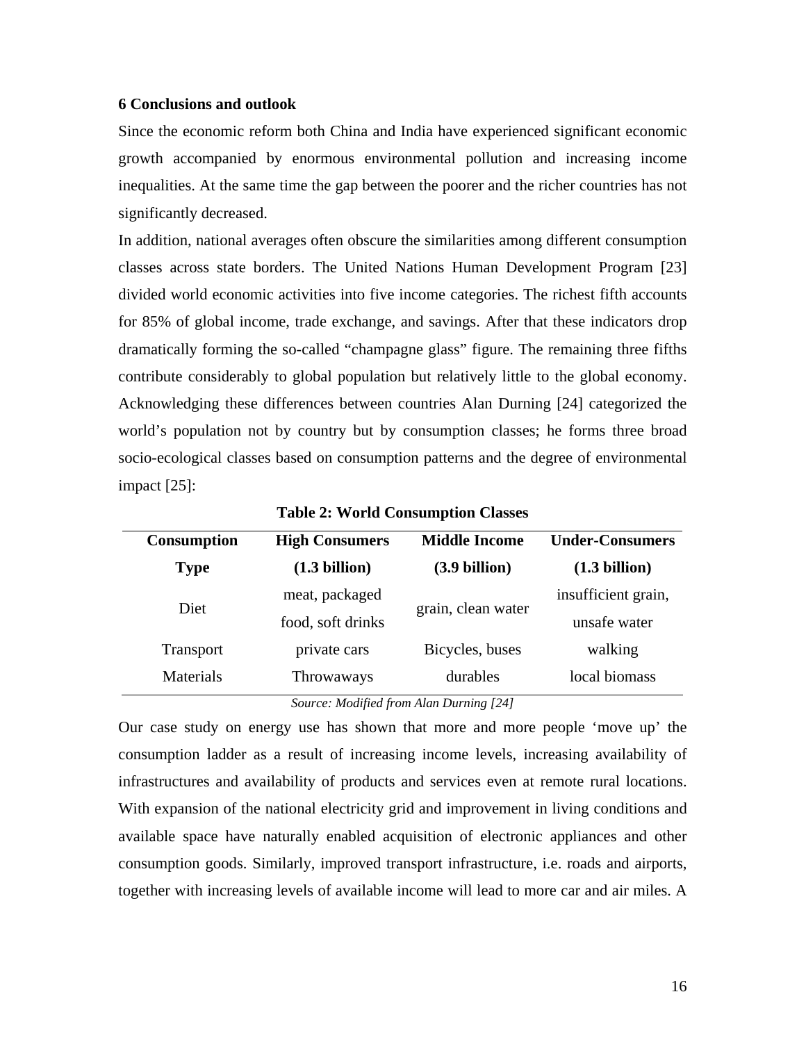## 6 Conclusions and outlook

Since the economic reform both China and India have experienced significant economic growth accompanied by enormous environmental pollution and increasing income inequalities. At the same time the gap between the poorer and the richer countries has not significantly decreased.

In addition, national averages often obscure the similarities among different consumption classes across state borders. The United Nations Human Development Program [23] divided world economic activities into five income categories. The richest fifth accounts for 85% of global income, trade exchange, and savings. After that these indicators drop dramatically forming the so-called "champagne glass" figure. The remaining three fifths contribute considerably to global population but relatively little to the global economy. Acknowledging these differences between countries Alan Durning [24] categorized the world's population not by country but by consumption classes; he forms three broad socio-ecological classes based on consumption patterns and the degree of environmental impact [25]:

**Table 2: World Consumption Classes**

| Consumption Type | High Consumers (1.3 billion) | Middle Income (3.9 billion) | Under-Consumers (1.3 billion) |
|---|---|---|---|
| Diet | meat, packaged food, soft drinks | grain, clean water | insufficient grain, unsafe water |
| Transport | private cars | Bicycles, buses | walking |
| Materials | Throwaways | durables | local biomass |

*Source: Modified from Alan Durning [24]*

Our case study on energy use has shown that more and more people 'move up' the consumption ladder as a result of increasing income levels, increasing availability of infrastructures and availability of products and services even at remote rural locations. With expansion of the national electricity grid and improvement in living conditions and available space have naturally enabled acquisition of electronic appliances and other consumption goods. Similarly, improved transport infrastructure, i.e. roads and airports, together with increasing levels of available income will lead to more car and air miles. A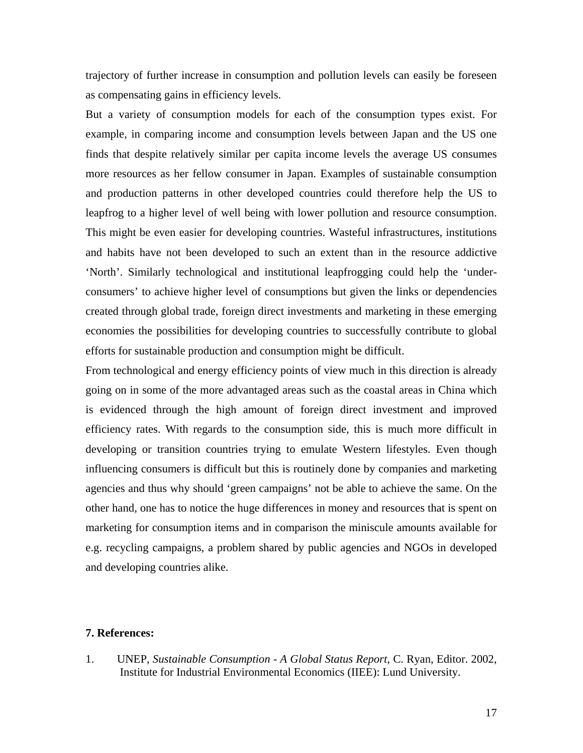trajectory of further increase in consumption and pollution levels can easily be foreseen as compensating gains in efficiency levels.

But a variety of consumption models for each of the consumption types exist. For example, in comparing income and consumption levels between Japan and the US one finds that despite relatively similar per capita income levels the average US consumes more resources as her fellow consumer in Japan. Examples of sustainable consumption and production patterns in other developed countries could therefore help the US to leapfrog to a higher level of well being with lower pollution and resource consumption. This might be even easier for developing countries. Wasteful infrastructures, institutions and habits have not been developed to such an extent than in the resource addictive 'North'. Similarly technological and institutional leapfrogging could help the 'under-consumers' to achieve higher level of consumptions but given the links or dependencies created through global trade, foreign direct investments and marketing in these emerging economies the possibilities for developing countries to successfully contribute to global efforts for sustainable production and consumption might be difficult.

From technological and energy efficiency points of view much in this direction is already going on in some of the more advantaged areas such as the coastal areas in China which is evidenced through the high amount of foreign direct investment and improved efficiency rates. With regards to the consumption side, this is much more difficult in developing or transition countries trying to emulate Western lifestyles. Even though influencing consumers is difficult but this is routinely done by companies and marketing agencies and thus why should 'green campaigns' not be able to achieve the same. On the other hand, one has to notice the huge differences in money and resources that is spent on marketing for consumption items and in comparison the miniscule amounts available for e.g. recycling campaigns, a problem shared by public agencies and NGOs in developed and developing countries alike.

**7. References:**

1. UNEP, *Sustainable Consumption - A Global Status Report*, C. Ryan, Editor. 2002, Institute for Industrial Environmental Economics (IIEE): Lund University.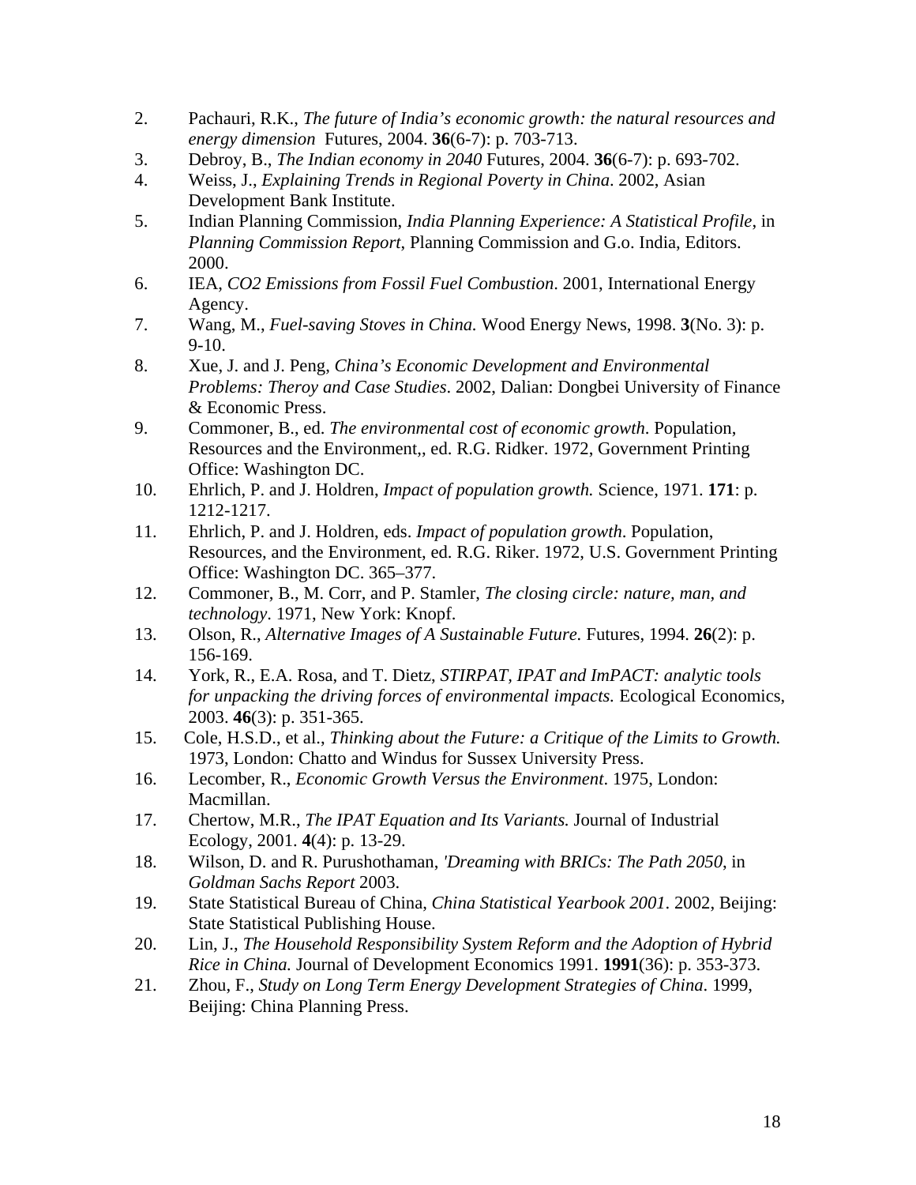2. Pachauri, R.K., *The future of India's economic growth: the natural resources and energy dimension* Futures, 2004. **36**(6-7): p. 703-713.
3. Debroy, B., *The Indian economy in 2040* Futures, 2004. **36**(6-7): p. 693-702.
4. Weiss, J., *Explaining Trends in Regional Poverty in China*. 2002, Asian Development Bank Institute.
5. Indian Planning Commission, *India Planning Experience: A Statistical Profile*, in *Planning Commission Report*, Planning Commission and G.o. India, Editors. 2000.
6. IEA, *CO2 Emissions from Fossil Fuel Combustion*. 2001, International Energy Agency.
7. Wang, M., *Fuel-saving Stoves in China.* Wood Energy News, 1998. **3**(No. 3): p. 9-10.
8. Xue, J. and J. Peng, *China's Economic Development and Environmental Problems: Theroy and Case Studies*. 2002, Dalian: Dongbei University of Finance & Economic Press.
9. Commoner, B., ed. *The environmental cost of economic growth*. Population, Resources and the Environment,, ed. R.G. Ridker. 1972, Government Printing Office: Washington DC.
10. Ehrlich, P. and J. Holdren, *Impact of population growth.* Science, 1971. **171**: p. 1212-1217.
11. Ehrlich, P. and J. Holdren, eds. *Impact of population growth*. Population, Resources, and the Environment, ed. R.G. Riker. 1972, U.S. Government Printing Office: Washington DC. 365–377.
12. Commoner, B., M. Corr, and P. Stamler, *The closing circle: nature, man, and technology*. 1971, New York: Knopf.
13. Olson, R., *Alternative Images of A Sustainable Future.* Futures, 1994. **26**(2): p. 156-169.
14. York, R., E.A. Rosa, and T. Dietz, *STIRPAT, IPAT and ImPACT: analytic tools for unpacking the driving forces of environmental impacts.* Ecological Economics, 2003. **46**(3): p. 351-365.
15. Cole, H.S.D., et al., *Thinking about the Future: a Critique of the Limits to Growth.* 1973, London: Chatto and Windus for Sussex University Press.
16. Lecomber, R., *Economic Growth Versus the Environment*. 1975, London: Macmillan.
17. Chertow, M.R., *The IPAT Equation and Its Variants.* Journal of Industrial Ecology, 2001. **4**(4): p. 13-29.
18. Wilson, D. and R. Purushothaman, *'Dreaming with BRICs: The Path 2050*, in *Goldman Sachs Report* 2003.
19. State Statistical Bureau of China, *China Statistical Yearbook 2001*. 2002, Beijing: State Statistical Publishing House.
20. Lin, J., *The Household Responsibility System Reform and the Adoption of Hybrid Rice in China.* Journal of Development Economics 1991. **1991**(36): p. 353-373.
21. Zhou, F., *Study on Long Term Energy Development Strategies of China*. 1999, Beijing: China Planning Press.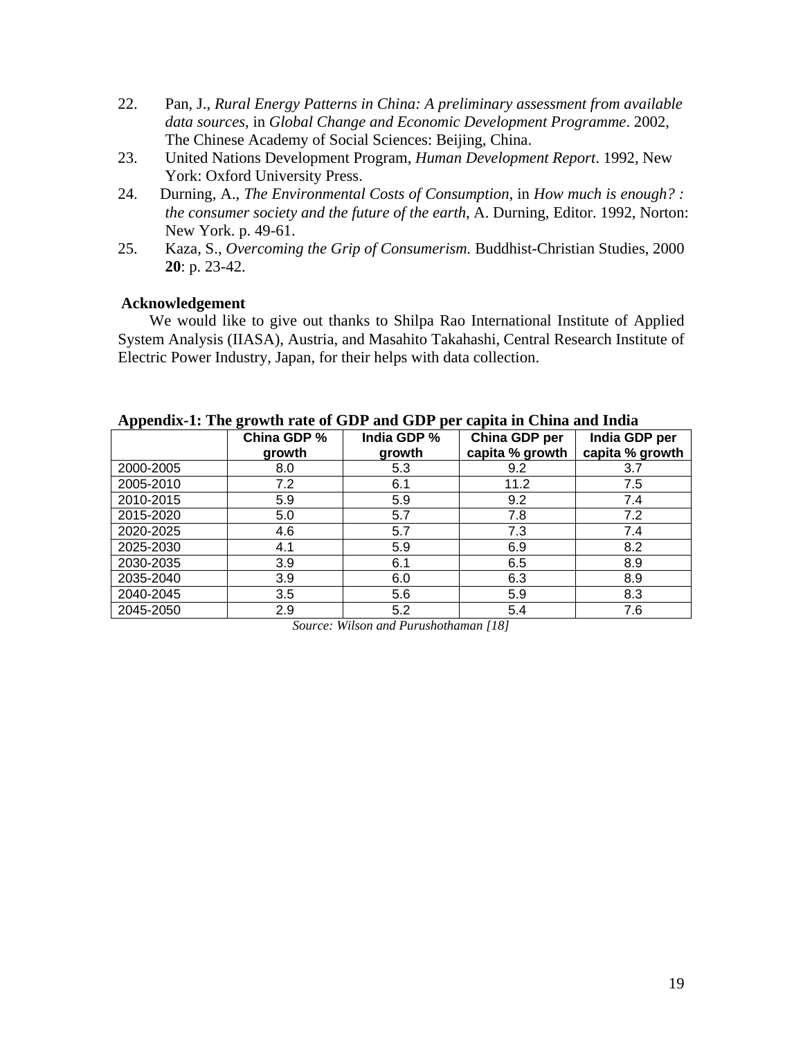22. Pan, J., *Rural Energy Patterns in China: A preliminary assessment from available data sources*, in *Global Change and Economic Development Programme*. 2002, The Chinese Academy of Social Sciences: Beijing, China.
23. United Nations Development Program, *Human Development Report*. 1992, New York: Oxford University Press.
24. Durning, A., *The Environmental Costs of Consumption*, in *How much is enough? : the consumer society and the future of the earth*, A. Durning, Editor. 1992, Norton: New York. p. 49-61.
25. Kaza, S., *Overcoming the Grip of Consumerism.* Buddhist-Christian Studies, 2000 **20**: p. 23-42.

**Acknowledgement**

We would like to give out thanks to Shilpa Rao International Institute of Applied System Analysis (IIASA), Austria, and Masahito Takahashi, Central Research Institute of Electric Power Industry, Japan, for their helps with data collection.

**Appendix-1: The growth rate of GDP and GDP per capita in China and India**

| | China GDP % growth | India GDP % growth | China GDP per capita % growth | India GDP per capita % growth |
|---|---|---|---|---|
| 2000-2005 | 8.0 | 5.3 | 9.2 | 3.7 |
| 2005-2010 | 7.2 | 6.1 | 11.2 | 7.5 |
| 2010-2015 | 5.9 | 5.9 | 9.2 | 7.4 |
| 2015-2020 | 5.0 | 5.7 | 7.8 | 7.2 |
| 2020-2025 | 4.6 | 5.7 | 7.3 | 7.4 |
| 2025-2030 | 4.1 | 5.9 | 6.9 | 8.2 |
| 2030-2035 | 3.9 | 6.1 | 6.5 | 8.9 |
| 2035-2040 | 3.9 | 6.0 | 6.3 | 8.9 |
| 2040-2045 | 3.5 | 5.6 | 5.9 | 8.3 |
| 2045-2050 | 2.9 | 5.2 | 5.4 | 7.6 |

*Source: Wilson and Purushothaman [18]*